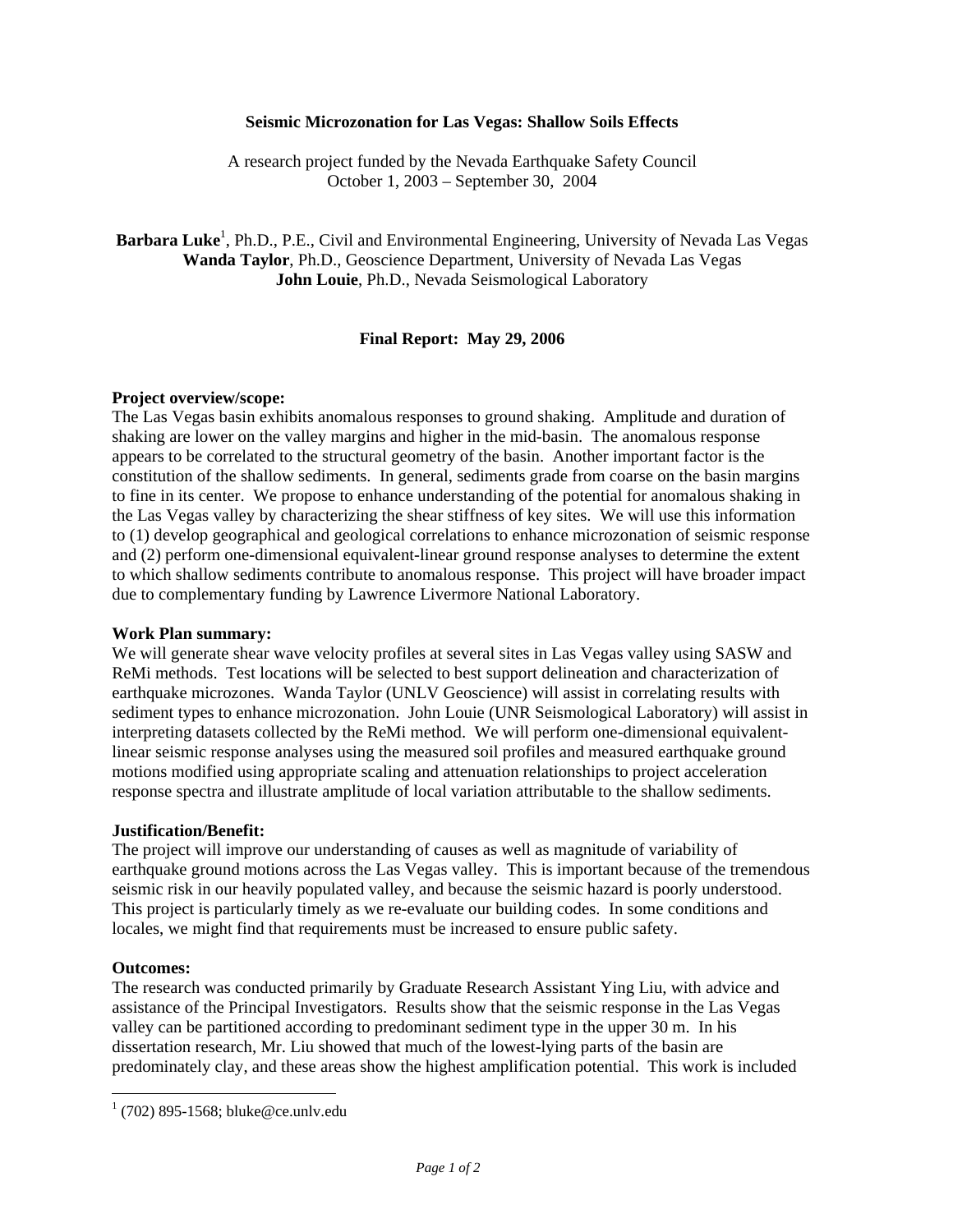# Seismic Microzonation for Las Vegas: Shallow Soils Effects

A research project funded by the Nevada Earthquake Safety Council
October 1, 2003 – September 30, 2004

**Barbara Luke**[1], Ph.D., P.E., Civil and Environmental Engineering, University of Nevada Las Vegas
**Wanda Taylor**, Ph.D., Geoscience Department, University of Nevada Las Vegas
**John Louie**, Ph.D., Nevada Seismological Laboratory

**Final Report: May 29, 2006**

**Project overview/scope:**
The Las Vegas basin exhibits anomalous responses to ground shaking. Amplitude and duration of shaking are lower on the valley margins and higher in the mid-basin. The anomalous response appears to be correlated to the structural geometry of the basin. Another important factor is the constitution of the shallow sediments. In general, sediments grade from coarse on the basin margins to fine in its center. We propose to enhance understanding of the potential for anomalous shaking in the Las Vegas valley by characterizing the shear stiffness of key sites. We will use this information to (1) develop geographical and geological correlations to enhance microzonation of seismic response and (2) perform one-dimensional equivalent-linear ground response analyses to determine the extent to which shallow sediments contribute to anomalous response. This project will have broader impact due to complementary funding by Lawrence Livermore National Laboratory.

**Work Plan summary:**
We will generate shear wave velocity profiles at several sites in Las Vegas valley using SASW and ReMi methods. Test locations will be selected to best support delineation and characterization of earthquake microzones. Wanda Taylor (UNLV Geoscience) will assist in correlating results with sediment types to enhance microzonation. John Louie (UNR Seismological Laboratory) will assist in interpreting datasets collected by the ReMi method. We will perform one-dimensional equivalent-linear seismic response analyses using the measured soil profiles and measured earthquake ground motions modified using appropriate scaling and attenuation relationships to project acceleration response spectra and illustrate amplitude of local variation attributable to the shallow sediments.

**Justification/Benefit:**
The project will improve our understanding of causes as well as magnitude of variability of earthquake ground motions across the Las Vegas valley. This is important because of the tremendous seismic risk in our heavily populated valley, and because the seismic hazard is poorly understood. This project is particularly timely as we re-evaluate our building codes. In some conditions and locales, we might find that requirements must be increased to ensure public safety.

**Outcomes:**
The research was conducted primarily by Graduate Research Assistant Ying Liu, with advice and assistance of the Principal Investigators. Results show that the seismic response in the Las Vegas valley can be partitioned according to predominant sediment type in the upper 30 m. In his dissertation research, Mr. Liu showed that much of the lowest-lying parts of the basin are predominately clay, and these areas show the highest amplification potential. This work is included

---

[1] (702) 895-1568; bluke@ce.unlv.edu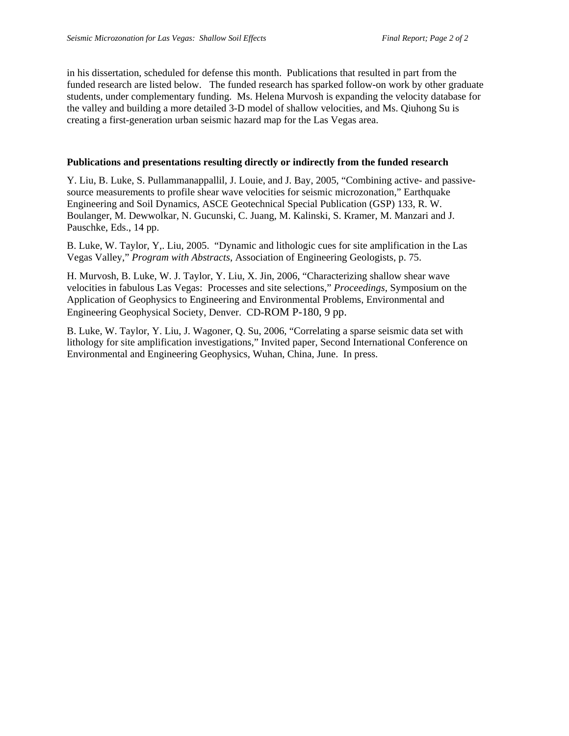in his dissertation, scheduled for defense this month. Publications that resulted in part from the funded research are listed below. The funded research has sparked follow-on work by other graduate students, under complementary funding. Ms. Helena Murvosh is expanding the velocity database for the valley and building a more detailed 3-D model of shallow velocities, and Ms. Qiuhong Su is creating a first-generation urban seismic hazard map for the Las Vegas area.

**Publications and presentations resulting directly or indirectly from the funded research**

Y. Liu, B. Luke, S. Pullammanappallil, J. Louie, and J. Bay, 2005, "Combining active- and passive-source measurements to profile shear wave velocities for seismic microzonation," Earthquake Engineering and Soil Dynamics, ASCE Geotechnical Special Publication (GSP) 133, R. W. Boulanger, M. Dewwolkar, N. Gucunski, C. Juang, M. Kalinski, S. Kramer, M. Manzari and J. Pauschke, Eds., 14 pp.

B. Luke, W. Taylor, Y,. Liu, 2005. "Dynamic and lithologic cues for site amplification in the Las Vegas Valley," *Program with Abstracts*, Association of Engineering Geologists, p. 75.

H. Murvosh, B. Luke, W. J. Taylor, Y. Liu, X. Jin, 2006, "Characterizing shallow shear wave velocities in fabulous Las Vegas: Processes and site selections," *Proceedings,* Symposium on the Application of Geophysics to Engineering and Environmental Problems, Environmental and Engineering Geophysical Society, Denver. CD-ROM P-180, 9 pp.

B. Luke, W. Taylor, Y. Liu, J. Wagoner, Q. Su, 2006, "Correlating a sparse seismic data set with lithology for site amplification investigations," Invited paper, Second International Conference on Environmental and Engineering Geophysics, Wuhan, China, June. In press.